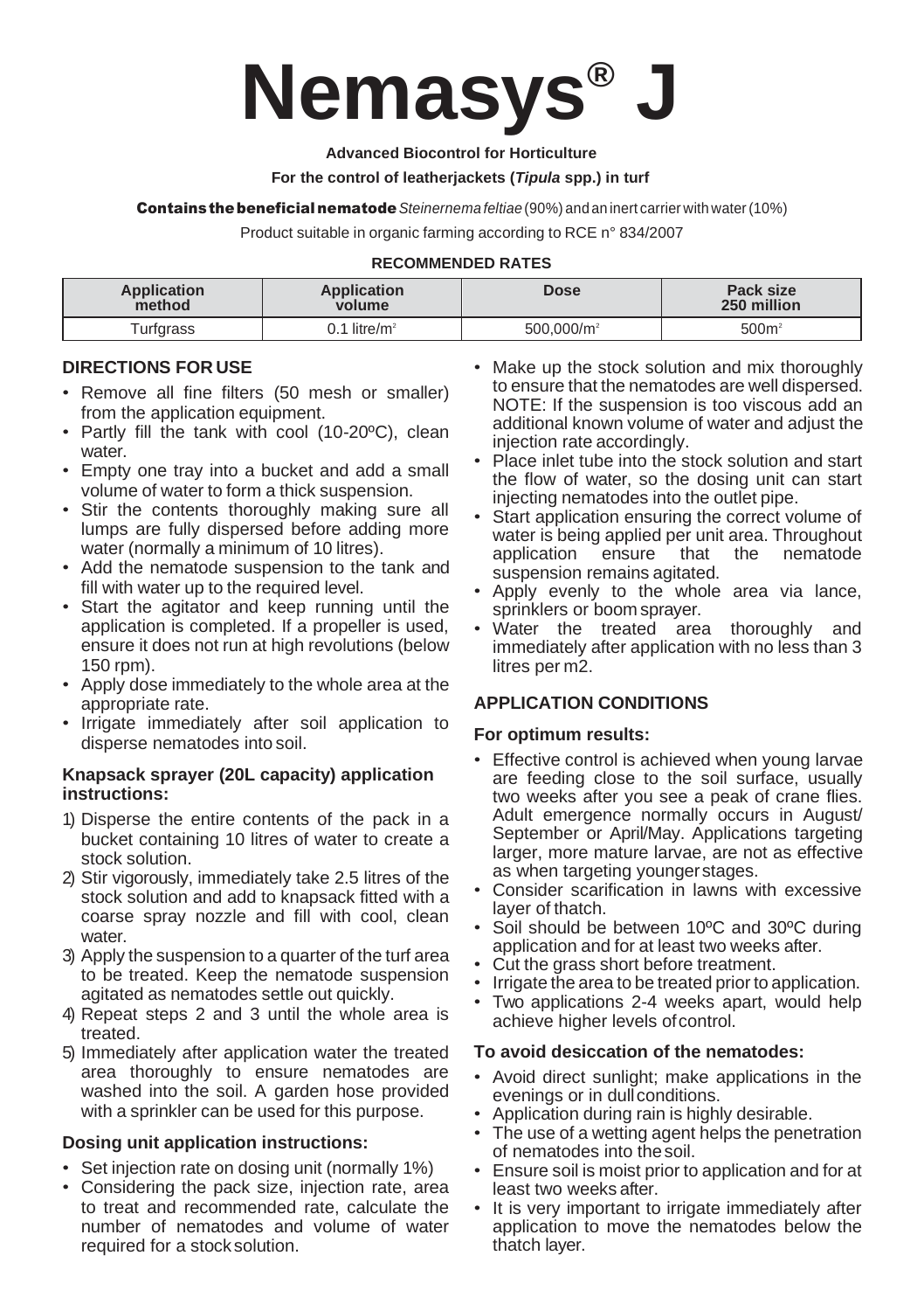# Nemasys® J

**Advanced Biocontrol for Horticulture**

**For the control of leatherjackets (*Tipula* spp.) in turf**

**Contains the beneficial nematode** *Steinernema feltiae* (90%) and an inert carrier with water (10%)

Product suitable in organic farming according to RCE n° 834/2007

**RECOMMENDED RATES**

| Application method | Application volume | Dose | Pack size 250 million |
|---|---|---|---|
| Turfgrass | 0.1 litre/m² | 500,000/m² | 500m² |

## DIRECTIONS FOR USE

- Remove all fine filters (50 mesh or smaller) from the application equipment.
- Partly fill the tank with cool (10-20ºC), clean water.
- Empty one tray into a bucket and add a small volume of water to form a thick suspension.
- Stir the contents thoroughly making sure all lumps are fully dispersed before adding more water (normally a minimum of 10 litres).
- Add the nematode suspension to the tank and fill with water up to the required level.
- Start the agitator and keep running until the application is completed. If a propeller is used, ensure it does not run at high revolutions (below 150 rpm).
- Apply dose immediately to the whole area at the appropriate rate.
- Irrigate immediately after soil application to disperse nematodes into soil.

### Knapsack sprayer (20L capacity) application instructions:

1) Disperse the entire contents of the pack in a bucket containing 10 litres of water to create a stock solution.
2) Stir vigorously, immediately take 2.5 litres of the stock solution and add to knapsack fitted with a coarse spray nozzle and fill with cool, clean water.
3) Apply the suspension to a quarter of the turf area to be treated. Keep the nematode suspension agitated as nematodes settle out quickly.
4) Repeat steps 2 and 3 until the whole area is treated.
5) Immediately after application water the treated area thoroughly to ensure nematodes are washed into the soil. A garden hose provided with a sprinkler can be used for this purpose.

### Dosing unit application instructions:

- Set injection rate on dosing unit (normally 1%)
- Considering the pack size, injection rate, area to treat and recommended rate, calculate the number of nematodes and volume of water required for a stock solution.
- Make up the stock solution and mix thoroughly to ensure that the nematodes are well dispersed. NOTE: If the suspension is too viscous add an additional known volume of water and adjust the injection rate accordingly.
- Place inlet tube into the stock solution and start the flow of water, so the dosing unit can start injecting nematodes into the outlet pipe.
- Start application ensuring the correct volume of water is being applied per unit area. Throughout application ensure that the nematode suspension remains agitated.
- Apply evenly to the whole area via lance, sprinklers or boom sprayer.
- Water the treated area thoroughly and immediately after application with no less than 3 litres per m2.

## APPLICATION CONDITIONS

### For optimum results:

- Effective control is achieved when young larvae are feeding close to the soil surface, usually two weeks after you see a peak of crane flies. Adult emergence normally occurs in August/ September or April/May. Applications targeting larger, more mature larvae, are not as effective as when targeting younger stages.
- Consider scarification in lawns with excessive layer of thatch.
- Soil should be between 10ºC and 30ºC during application and for at least two weeks after.
- Cut the grass short before treatment.
- Irrigate the area to be treated prior to application.
- Two applications 2-4 weeks apart, would help achieve higher levels of control.

### To avoid desiccation of the nematodes:

- Avoid direct sunlight; make applications in the evenings or in dull conditions.
- Application during rain is highly desirable.
- The use of a wetting agent helps the penetration of nematodes into the soil.
- Ensure soil is moist prior to application and for at least two weeks after.
- It is very important to irrigate immediately after application to move the nematodes below the thatch layer.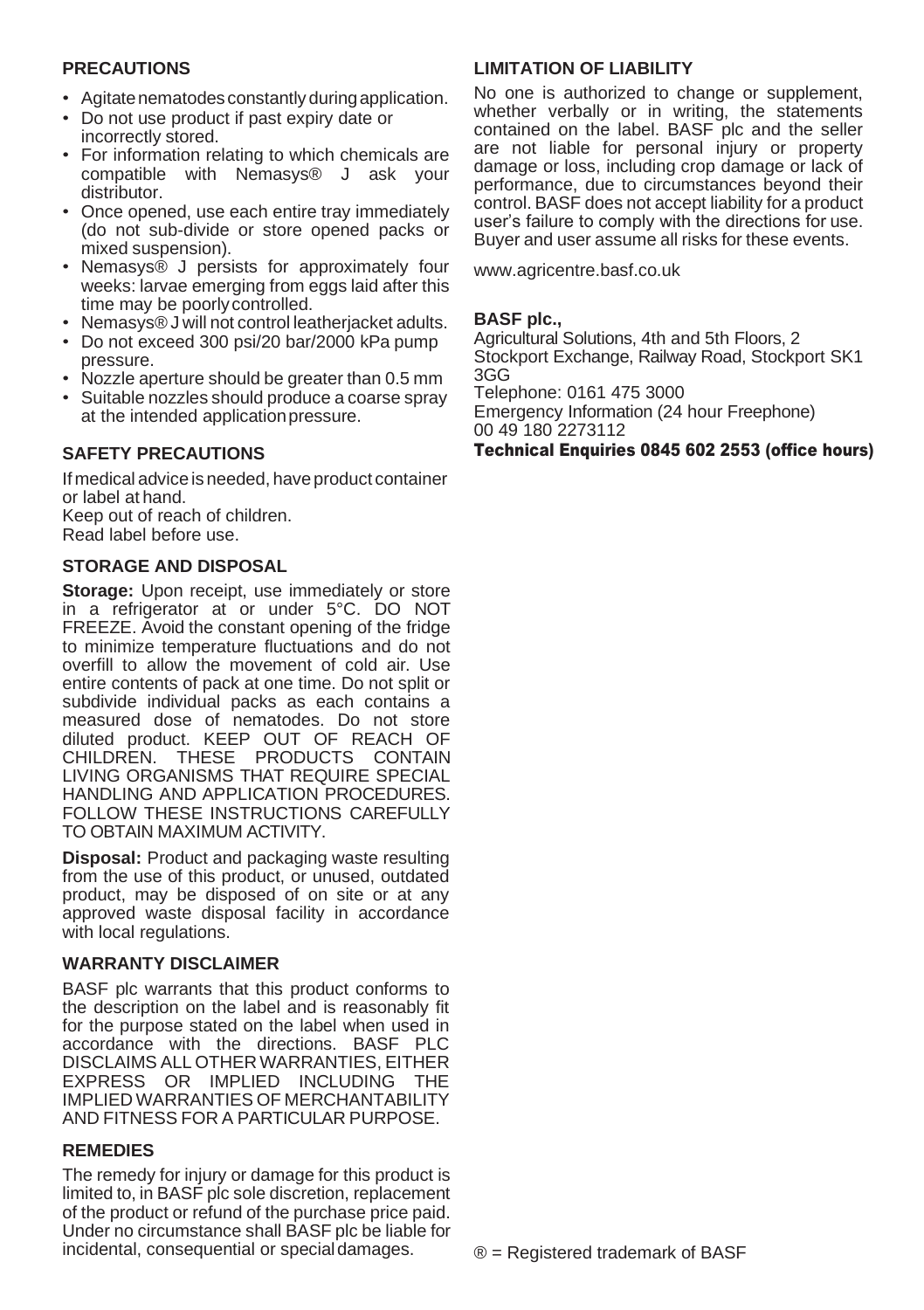## PRECAUTIONS

- Agitate nematodes constantly during application.
- Do not use product if past expiry date or incorrectly stored.
- For information relating to which chemicals are compatible with Nemasys® J ask your distributor.
- Once opened, use each entire tray immediately (do not sub-divide or store opened packs or mixed suspension).
- Nemasys® J persists for approximately four weeks: larvae emerging from eggs laid after this time may be poorly controlled.
- Nemasys® J will not control leatherjacket adults.
- Do not exceed 300 psi/20 bar/2000 kPa pump pressure.
- Nozzle aperture should be greater than 0.5 mm
- Suitable nozzles should produce a coarse spray at the intended application pressure.

## SAFETY PRECAUTIONS

If medical advice is needed, have product container or label at hand.
Keep out of reach of children.
Read label before use.

## STORAGE AND DISPOSAL

**Storage:** Upon receipt, use immediately or store in a refrigerator at or under 5°C. DO NOT FREEZE. Avoid the constant opening of the fridge to minimize temperature fluctuations and do not overfill to allow the movement of cold air. Use entire contents of pack at one time. Do not split or subdivide individual packs as each contains a measured dose of nematodes. Do not store diluted product. KEEP OUT OF REACH OF CHILDREN. THESE PRODUCTS CONTAIN LIVING ORGANISMS THAT REQUIRE SPECIAL HANDLING AND APPLICATION PROCEDURES. FOLLOW THESE INSTRUCTIONS CAREFULLY TO OBTAIN MAXIMUM ACTIVITY.

**Disposal:** Product and packaging waste resulting from the use of this product, or unused, outdated product, may be disposed of on site or at any approved waste disposal facility in accordance with local regulations.

## WARRANTY DISCLAIMER

BASF plc warrants that this product conforms to the description on the label and is reasonably fit for the purpose stated on the label when used in accordance with the directions. BASF PLC DISCLAIMS ALL OTHER WARRANTIES, EITHER EXPRESS OR IMPLIED INCLUDING THE IMPLIED WARRANTIES OF MERCHANTABILITY AND FITNESS FOR A PARTICULAR PURPOSE.

## REMEDIES

The remedy for injury or damage for this product is limited to, in BASF plc sole discretion, replacement of the product or refund of the purchase price paid. Under no circumstance shall BASF plc be liable for incidental, consequential or special damages.

## LIMITATION OF LIABILITY

No one is authorized to change or supplement, whether verbally or in writing, the statements contained on the label. BASF plc and the seller are not liable for personal injury or property damage or loss, including crop damage or lack of performance, due to circumstances beyond their control. BASF does not accept liability for a product user's failure to comply with the directions for use. Buyer and user assume all risks for these events.

www.agricentre.basf.co.uk

**BASF plc.,**
Agricultural Solutions, 4th and 5th Floors, 2 Stockport Exchange, Railway Road, Stockport SK1 3GG
Telephone: 0161 475 3000
Emergency Information (24 hour Freephone) 00 49 180 2273112
**Technical Enquiries 0845 602 2553 (office hours)**

® = Registered trademark of BASF